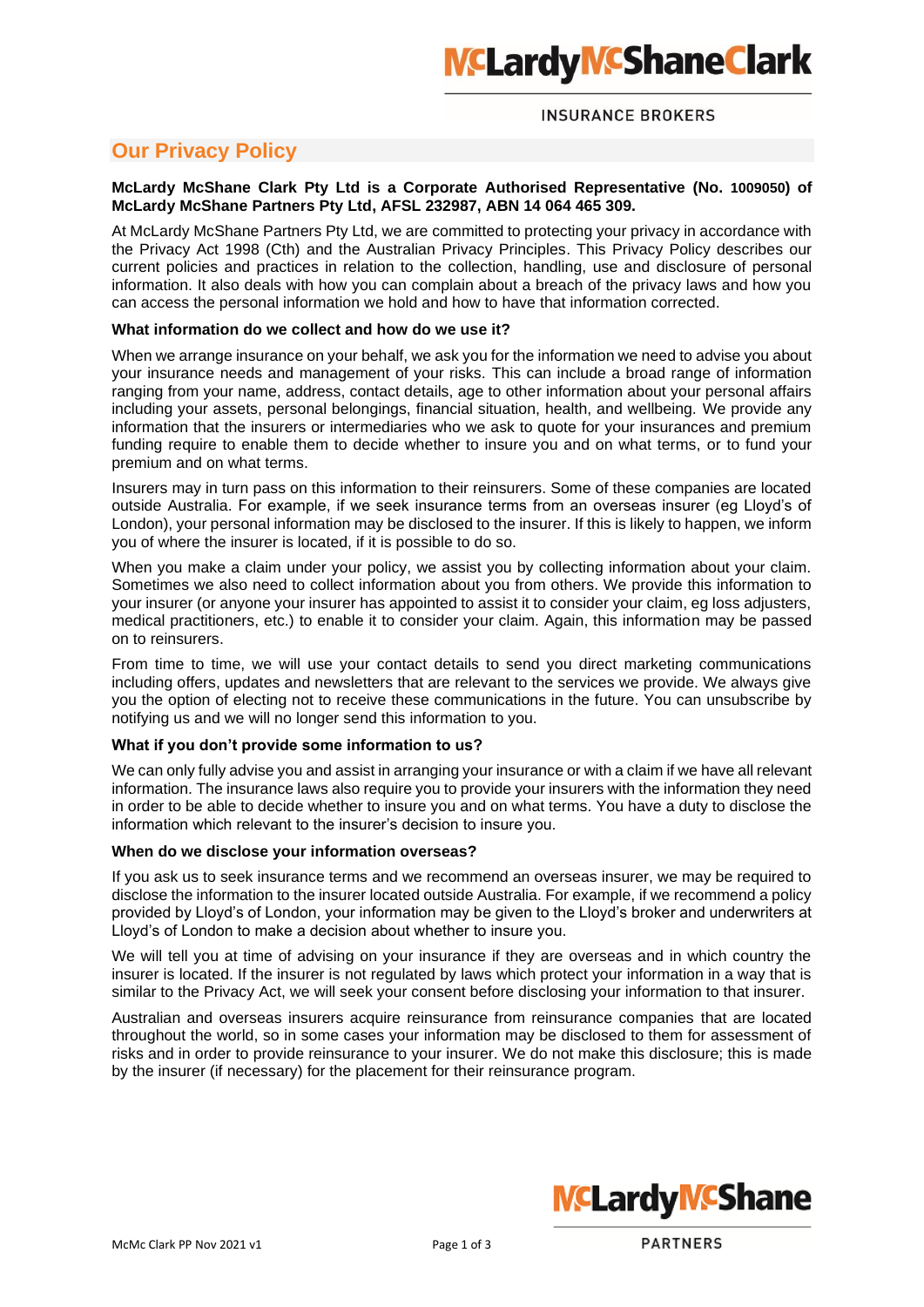# Our Privacy Policy

**McLardy McShane Clark Pty Ltd is a Corporate Authorised Representative (No. 1009050) of McLardy McShane Partners Pty Ltd, AFSL 232987, ABN 14 064 465 309.**

At McLardy McShane Partners Pty Ltd, we are committed to protecting your privacy in accordance with the Privacy Act 1998 (Cth) and the Australian Privacy Principles. This Privacy Policy describes our current policies and practices in relation to the collection, handling, use and disclosure of personal information. It also deals with how you can complain about a breach of the privacy laws and how you can access the personal information we hold and how to have that information corrected.

**What information do we collect and how do we use it?**

When we arrange insurance on your behalf, we ask you for the information we need to advise you about your insurance needs and management of your risks. This can include a broad range of information ranging from your name, address, contact details, age to other information about your personal affairs including your assets, personal belongings, financial situation, health, and wellbeing. We provide any information that the insurers or intermediaries who we ask to quote for your insurances and premium funding require to enable them to decide whether to insure you and on what terms, or to fund your premium and on what terms.

Insurers may in turn pass on this information to their reinsurers. Some of these companies are located outside Australia. For example, if we seek insurance terms from an overseas insurer (eg Lloyd's of London), your personal information may be disclosed to the insurer. If this is likely to happen, we inform you of where the insurer is located, if it is possible to do so.

When you make a claim under your policy, we assist you by collecting information about your claim. Sometimes we also need to collect information about you from others. We provide this information to your insurer (or anyone your insurer has appointed to assist it to consider your claim, eg loss adjusters, medical practitioners, etc.) to enable it to consider your claim. Again, this information may be passed on to reinsurers.

From time to time, we will use your contact details to send you direct marketing communications including offers, updates and newsletters that are relevant to the services we provide. We always give you the option of electing not to receive these communications in the future. You can unsubscribe by notifying us and we will no longer send this information to you.

**What if you don't provide some information to us?**

We can only fully advise you and assist in arranging your insurance or with a claim if we have all relevant information. The insurance laws also require you to provide your insurers with the information they need in order to be able to decide whether to insure you and on what terms. You have a duty to disclose the information which relevant to the insurer's decision to insure you.

**When do we disclose your information overseas?**

If you ask us to seek insurance terms and we recommend an overseas insurer, we may be required to disclose the information to the insurer located outside Australia. For example, if we recommend a policy provided by Lloyd's of London, your information may be given to the Lloyd's broker and underwriters at Lloyd's of London to make a decision about whether to insure you.

We will tell you at time of advising on your insurance if they are overseas and in which country the insurer is located. If the insurer is not regulated by laws which protect your information in a way that is similar to the Privacy Act, we will seek your consent before disclosing your information to that insurer.

Australian and overseas insurers acquire reinsurance from reinsurance companies that are located throughout the world, so in some cases your information may be disclosed to them for assessment of risks and in order to provide reinsurance to your insurer. We do not make this disclosure; this is made by the insurer (if necessary) for the placement for their reinsurance program.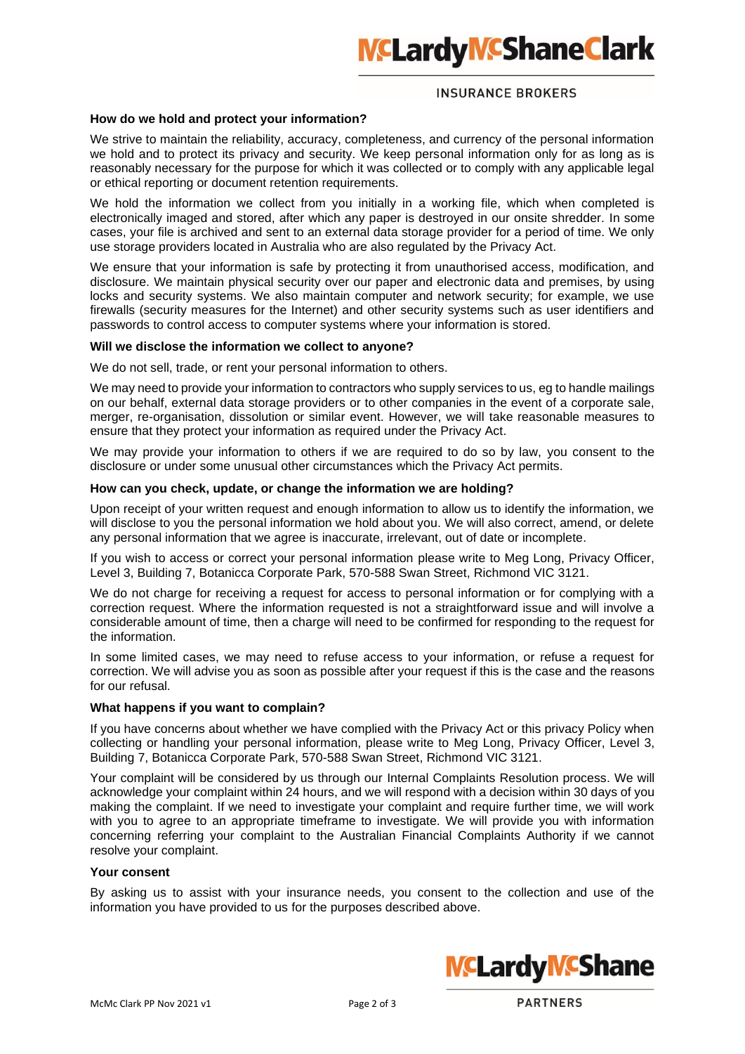### How do we hold and protect your information?

We strive to maintain the reliability, accuracy, completeness, and currency of the personal information we hold and to protect its privacy and security. We keep personal information only for as long as is reasonably necessary for the purpose for which it was collected or to comply with any applicable legal or ethical reporting or document retention requirements.

We hold the information we collect from you initially in a working file, which when completed is electronically imaged and stored, after which any paper is destroyed in our onsite shredder. In some cases, your file is archived and sent to an external data storage provider for a period of time. We only use storage providers located in Australia who are also regulated by the Privacy Act.

We ensure that your information is safe by protecting it from unauthorised access, modification, and disclosure. We maintain physical security over our paper and electronic data and premises, by using locks and security systems. We also maintain computer and network security; for example, we use firewalls (security measures for the Internet) and other security systems such as user identifiers and passwords to control access to computer systems where your information is stored.

### Will we disclose the information we collect to anyone?

We do not sell, trade, or rent your personal information to others.

We may need to provide your information to contractors who supply services to us, eg to handle mailings on our behalf, external data storage providers or to other companies in the event of a corporate sale, merger, re-organisation, dissolution or similar event. However, we will take reasonable measures to ensure that they protect your information as required under the Privacy Act.

We may provide your information to others if we are required to do so by law, you consent to the disclosure or under some unusual other circumstances which the Privacy Act permits.

### How can you check, update, or change the information we are holding?

Upon receipt of your written request and enough information to allow us to identify the information, we will disclose to you the personal information we hold about you. We will also correct, amend, or delete any personal information that we agree is inaccurate, irrelevant, out of date or incomplete.

If you wish to access or correct your personal information please write to Meg Long, Privacy Officer, Level 3, Building 7, Botanicca Corporate Park, 570-588 Swan Street, Richmond VIC 3121.

We do not charge for receiving a request for access to personal information or for complying with a correction request. Where the information requested is not a straightforward issue and will involve a considerable amount of time, then a charge will need to be confirmed for responding to the request for the information.

In some limited cases, we may need to refuse access to your information, or refuse a request for correction. We will advise you as soon as possible after your request if this is the case and the reasons for our refusal.

### What happens if you want to complain?

If you have concerns about whether we have complied with the Privacy Act or this privacy Policy when collecting or handling your personal information, please write to Meg Long, Privacy Officer, Level 3, Building 7, Botanicca Corporate Park, 570-588 Swan Street, Richmond VIC 3121.

Your complaint will be considered by us through our Internal Complaints Resolution process. We will acknowledge your complaint within 24 hours, and we will respond with a decision within 30 days of you making the complaint. If we need to investigate your complaint and require further time, we will work with you to agree to an appropriate timeframe to investigate. We will provide you with information concerning referring your complaint to the Australian Financial Complaints Authority if we cannot resolve your complaint.

### Your consent

By asking us to assist with your insurance needs, you consent to the collection and use of the information you have provided to us for the purposes described above.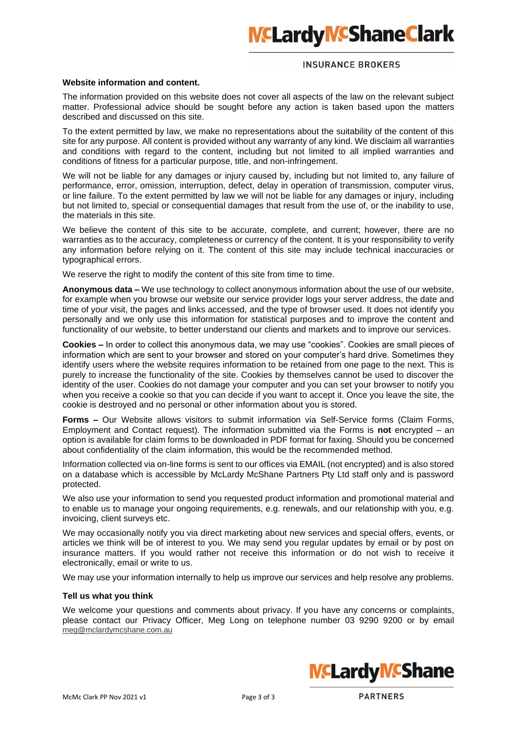### Website information and content.

The information provided on this website does not cover all aspects of the law on the relevant subject matter. Professional advice should be sought before any action is taken based upon the matters described and discussed on this site.

To the extent permitted by law, we make no representations about the suitability of the content of this site for any purpose. All content is provided without any warranty of any kind. We disclaim all warranties and conditions with regard to the content, including but not limited to all implied warranties and conditions of fitness for a particular purpose, title, and non-infringement.

We will not be liable for any damages or injury caused by, including but not limited to, any failure of performance, error, omission, interruption, defect, delay in operation of transmission, computer virus, or line failure. To the extent permitted by law we will not be liable for any damages or injury, including but not limited to, special or consequential damages that result from the use of, or the inability to use, the materials in this site.

We believe the content of this site to be accurate, complete, and current; however, there are no warranties as to the accuracy, completeness or currency of the content. It is your responsibility to verify any information before relying on it. The content of this site may include technical inaccuracies or typographical errors.

We reserve the right to modify the content of this site from time to time.

**Anonymous data –** We use technology to collect anonymous information about the use of our website, for example when you browse our website our service provider logs your server address, the date and time of your visit, the pages and links accessed, and the type of browser used. It does not identify you personally and we only use this information for statistical purposes and to improve the content and functionality of our website, to better understand our clients and markets and to improve our services.

**Cookies –** In order to collect this anonymous data, we may use "cookies". Cookies are small pieces of information which are sent to your browser and stored on your computer's hard drive. Sometimes they identify users where the website requires information to be retained from one page to the next. This is purely to increase the functionality of the site. Cookies by themselves cannot be used to discover the identity of the user. Cookies do not damage your computer and you can set your browser to notify you when you receive a cookie so that you can decide if you want to accept it. Once you leave the site, the cookie is destroyed and no personal or other information about you is stored.

**Forms –** Our Website allows visitors to submit information via Self-Service forms (Claim Forms, Employment and Contact request). The information submitted via the Forms is **not** encrypted – an option is available for claim forms to be downloaded in PDF format for faxing. Should you be concerned about confidentiality of the claim information, this would be the recommended method.

Information collected via on-line forms is sent to our offices via EMAIL (not encrypted) and is also stored on a database which is accessible by McLardy McShane Partners Pty Ltd staff only and is password protected.

We also use your information to send you requested product information and promotional material and to enable us to manage your ongoing requirements, e.g. renewals, and our relationship with you, e.g. invoicing, client surveys etc.

We may occasionally notify you via direct marketing about new services and special offers, events, or articles we think will be of interest to you. We may send you regular updates by email or by post on insurance matters. If you would rather not receive this information or do not wish to receive it electronically, email or write to us.

We may use your information internally to help us improve our services and help resolve any problems.

### Tell us what you think

We welcome your questions and comments about privacy. If you have any concerns or complaints, please contact our Privacy Officer, Meg Long on telephone number 03 9290 9200 or by email meg@mclardymcshane.com.au